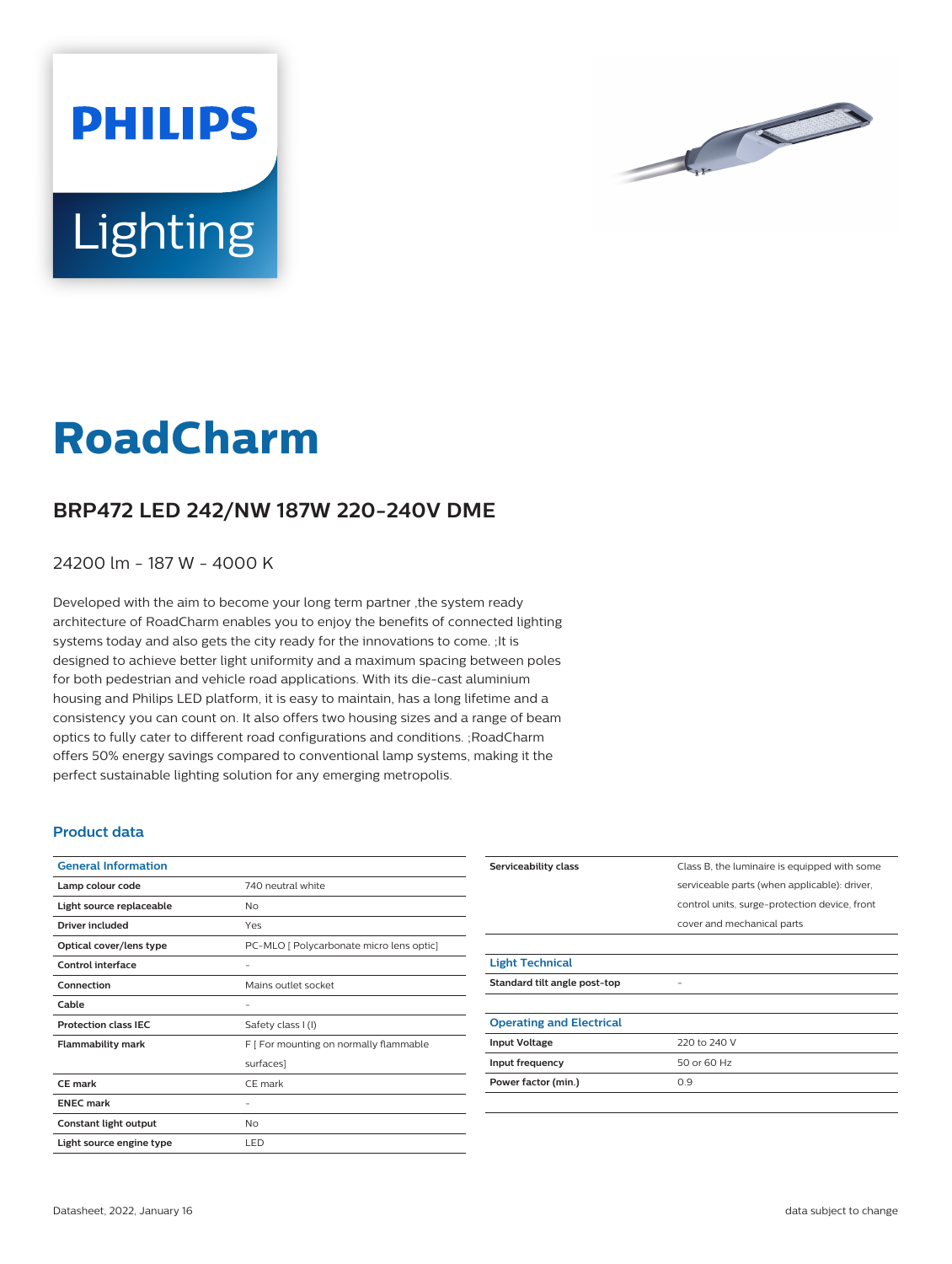PHILIPS

Lighting

# RoadCharm

## BRP472 LED 242/NW 187W 220-240V DME

24200 lm - 187 W - 4000 K

Developed with the aim to become your long term partner ,the system ready architecture of RoadCharm enables you to enjoy the benefits of connected lighting systems today and also gets the city ready for the innovations to come. ;It is designed to achieve better light uniformity and a maximum spacing between poles for both pedestrian and vehicle road applications. With its die-cast aluminium housing and Philips LED platform, it is easy to maintain, has a long lifetime and a consistency you can count on. It also offers two housing sizes and a range of beam optics to fully cater to different road configurations and conditions. ;RoadCharm offers 50% energy savings compared to conventional lamp systems, making it the perfect sustainable lighting solution for any emerging metropolis.

### Product data

| General Information | |
|---|---|
| **Lamp colour code** | 740 neutral white |
| **Light source replaceable** | No |
| **Driver included** | Yes |
| **Optical cover/lens type** | PC-MLO [ Polycarbonate micro lens optic] |
| **Control interface** | - |
| **Connection** | Mains outlet socket |
| **Cable** | - |
| **Protection class IEC** | Safety class I (I) |
| **Flammability mark** | F [ For mounting on normally flammable surfaces] |
| **CE mark** | CE mark |
| **ENEC mark** | - |
| **Constant light output** | No |
| **Light source engine type** | LED |
| **Serviceability class** | Class B, the luminaire is equipped with some serviceable parts (when applicable): driver, control units, surge-protection device, front cover and mechanical parts |

| Light Technical | |
|---|---|
| **Standard tilt angle post-top** | - |

| Operating and Electrical | |
|---|---|
| **Input Voltage** | 220 to 240 V |
| **Input frequency** | 50 or 60 Hz |
| **Power factor (min.)** | 0.9 |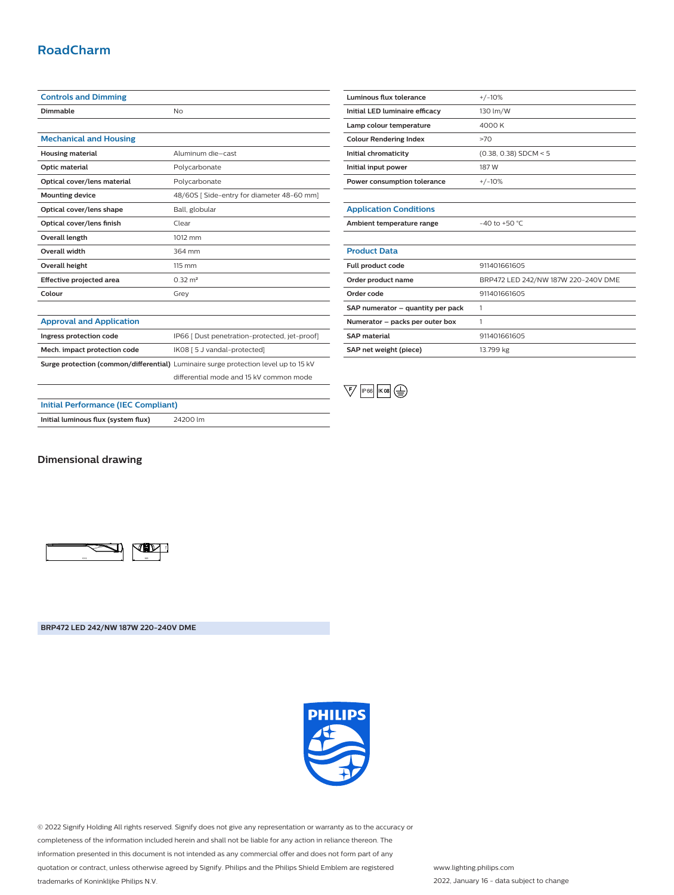## RoadCharm

| Controls and Dimming | |
|---|---|
| **Dimmable** | No |

| Mechanical and Housing | |
|---|---|
| **Housing material** | Aluminum die-cast |
| **Optic material** | Polycarbonate |
| **Optical cover/lens material** | Polycarbonate |
| **Mounting device** | 48/60S [ Side-entry for diameter 48-60 mm] |
| **Optical cover/lens shape** | Ball, globular |
| **Optical cover/lens finish** | Clear |
| **Overall length** | 1012 mm |
| **Overall width** | 364 mm |
| **Overall height** | 115 mm |
| **Effective projected area** | 0.32 m² |
| **Colour** | Grey |

| Approval and Application | |
|---|---|
| **Ingress protection code** | IP66 [ Dust penetration-protected, jet-proof] |
| **Mech. impact protection code** | IK08 [ 5 J vandal-protected] |
| **Surge protection (common/differential)** | Luminaire surge protection level up to 15 kV differential mode and 15 kV common mode |

| Initial Performance (IEC Compliant) | |
|---|---|
| **Initial luminous flux (system flux)** | 24200 lm |
| **Luminous flux tolerance** | +/-10% |
| **Initial LED luminaire efficacy** | 130 lm/W |
| **Lamp colour temperature** | 4000 K |
| **Colour Rendering Index** | >70 |
| **Initial chromaticity** | (0.38, 0.38) SDCM < 5 |
| **Initial input power** | 187 W |
| **Power consumption tolerance** | +/-10% |

| Application Conditions | |
|---|---|
| **Ambient temperature range** | -40 to +50 °C |

| Product Data | |
|---|---|
| **Full product code** | 911401661605 |
| **Order product name** | BRP472 LED 242/NW 187W 220-240V DME |
| **Order code** | 911401661605 |
| **SAP numerator – quantity per pack** | 1 |
| **Numerator – packs per outer box** | 1 |
| **SAP material** | 911401661605 |
| **SAP net weight (piece)** | 13.799 kg |

F IP66 IK08

### Dimensional drawing

1012

364

115

**BRP472 LED 242/NW 187W 220-240V DME**

PHILIPS

© 2022 Signify Holding All rights reserved. Signify does not give any representation or warranty as to the accuracy or completeness of the information included herein and shall not be liable for any action in reliance thereon. The information presented in this document is not intended as any commercial offer and does not form part of any quotation or contract, unless otherwise agreed by Signify. Philips and the Philips Shield Emblem are registered trademarks of Koninklijke Philips N.V.

www.lighting.philips.com

2022, January 16 - data subject to change